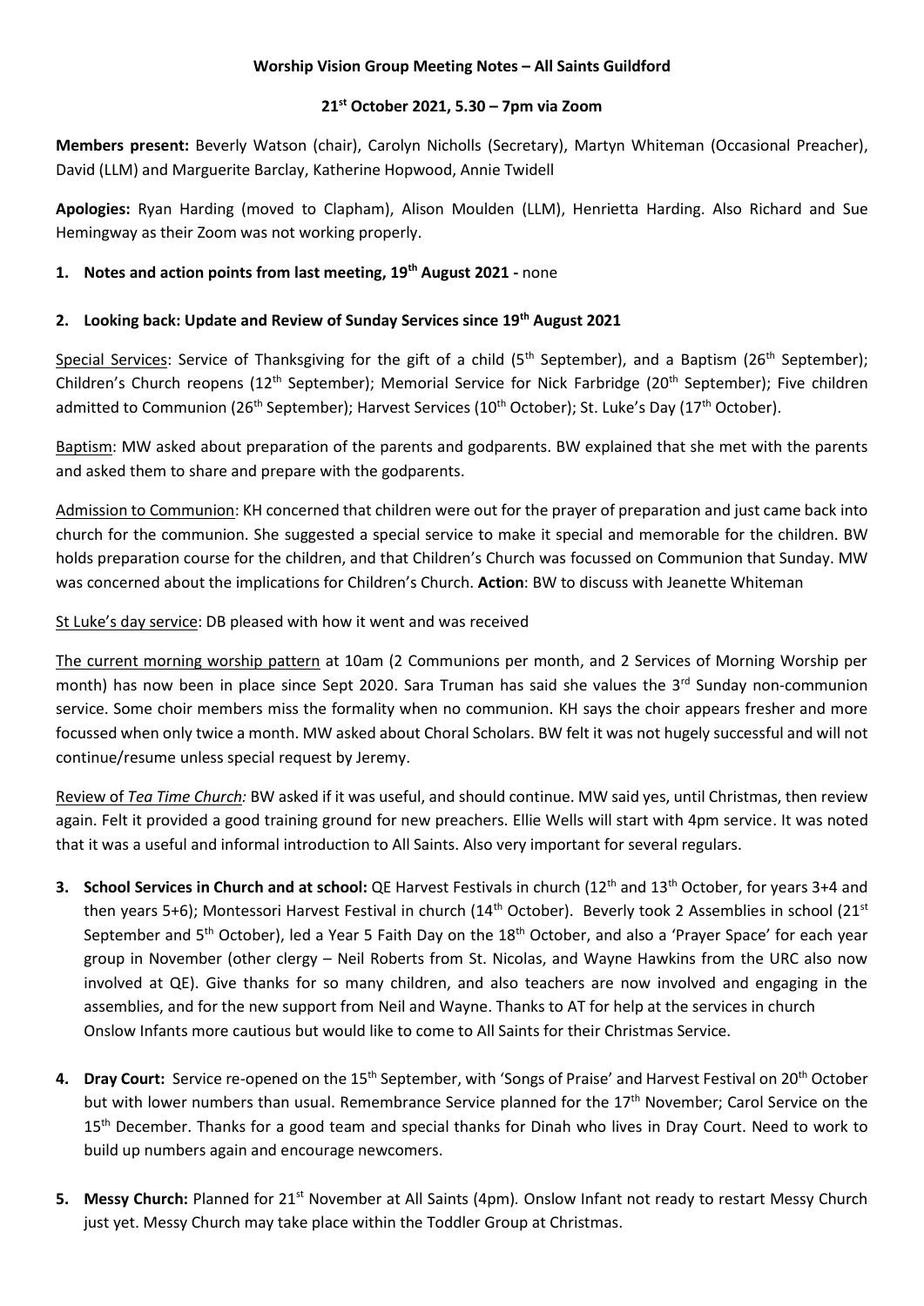**Worship Vision Group Meeting Notes – All Saints Guildford**

**21st October 2021, 5.30 – 7pm via Zoom**

**Members present:** Beverly Watson (chair), Carolyn Nicholls (Secretary), Martyn Whiteman (Occasional Preacher), David (LLM) and Marguerite Barclay, Katherine Hopwood, Annie Twidell

**Apologies:** Ryan Harding (moved to Clapham), Alison Moulden (LLM), Henrietta Harding. Also Richard and Sue Hemingway as their Zoom was not working properly.

1. **Notes and action points from last meeting, 19th August 2021 -** none

2. **Looking back: Update and Review of Sunday Services since 19th August 2021**

Special Services: Service of Thanksgiving for the gift of a child (5th September), and a Baptism (26th September); Children's Church reopens (12th September); Memorial Service for Nick Farbridge (20th September); Five children admitted to Communion (26th September); Harvest Services (10th October); St. Luke's Day (17th October).

Baptism: MW asked about preparation of the parents and godparents. BW explained that she met with the parents and asked them to share and prepare with the godparents.

Admission to Communion: KH concerned that children were out for the prayer of preparation and just came back into church for the communion. She suggested a special service to make it special and memorable for the children. BW holds preparation course for the children, and that Children's Church was focussed on Communion that Sunday. MW was concerned about the implications for Children's Church. **Action**: BW to discuss with Jeanette Whiteman

St Luke's day service: DB pleased with how it went and was received

The current morning worship pattern at 10am (2 Communions per month, and 2 Services of Morning Worship per month) has now been in place since Sept 2020. Sara Truman has said she values the 3rd Sunday non-communion service. Some choir members miss the formality when no communion. KH says the choir appears fresher and more focussed when only twice a month. MW asked about Choral Scholars. BW felt it was not hugely successful and will not continue/resume unless special request by Jeremy.

Review of *Tea Time Church:* BW asked if it was useful, and should continue. MW said yes, until Christmas, then review again. Felt it provided a good training ground for new preachers. Ellie Wells will start with 4pm service. It was noted that it was a useful and informal introduction to All Saints. Also very important for several regulars.

3. **School Services in Church and at school:** QE Harvest Festivals in church (12th and 13th October, for years 3+4 and then years 5+6); Montessori Harvest Festival in church (14th October). Beverly took 2 Assemblies in school (21st September and 5th October), led a Year 5 Faith Day on the 18th October, and also a 'Prayer Space' for each year group in November (other clergy – Neil Roberts from St. Nicolas, and Wayne Hawkins from the URC also now involved at QE). Give thanks for so many children, and also teachers are now involved and engaging in the assemblies, and for the new support from Neil and Wayne. Thanks to AT for help at the services in church
Onslow Infants more cautious but would like to come to All Saints for their Christmas Service.

4. **Dray Court:** Service re-opened on the 15th September, with 'Songs of Praise' and Harvest Festival on 20th October but with lower numbers than usual. Remembrance Service planned for the 17th November; Carol Service on the 15th December. Thanks for a good team and special thanks for Dinah who lives in Dray Court. Need to work to build up numbers again and encourage newcomers.

5. **Messy Church:** Planned for 21st November at All Saints (4pm). Onslow Infant not ready to restart Messy Church just yet. Messy Church may take place within the Toddler Group at Christmas.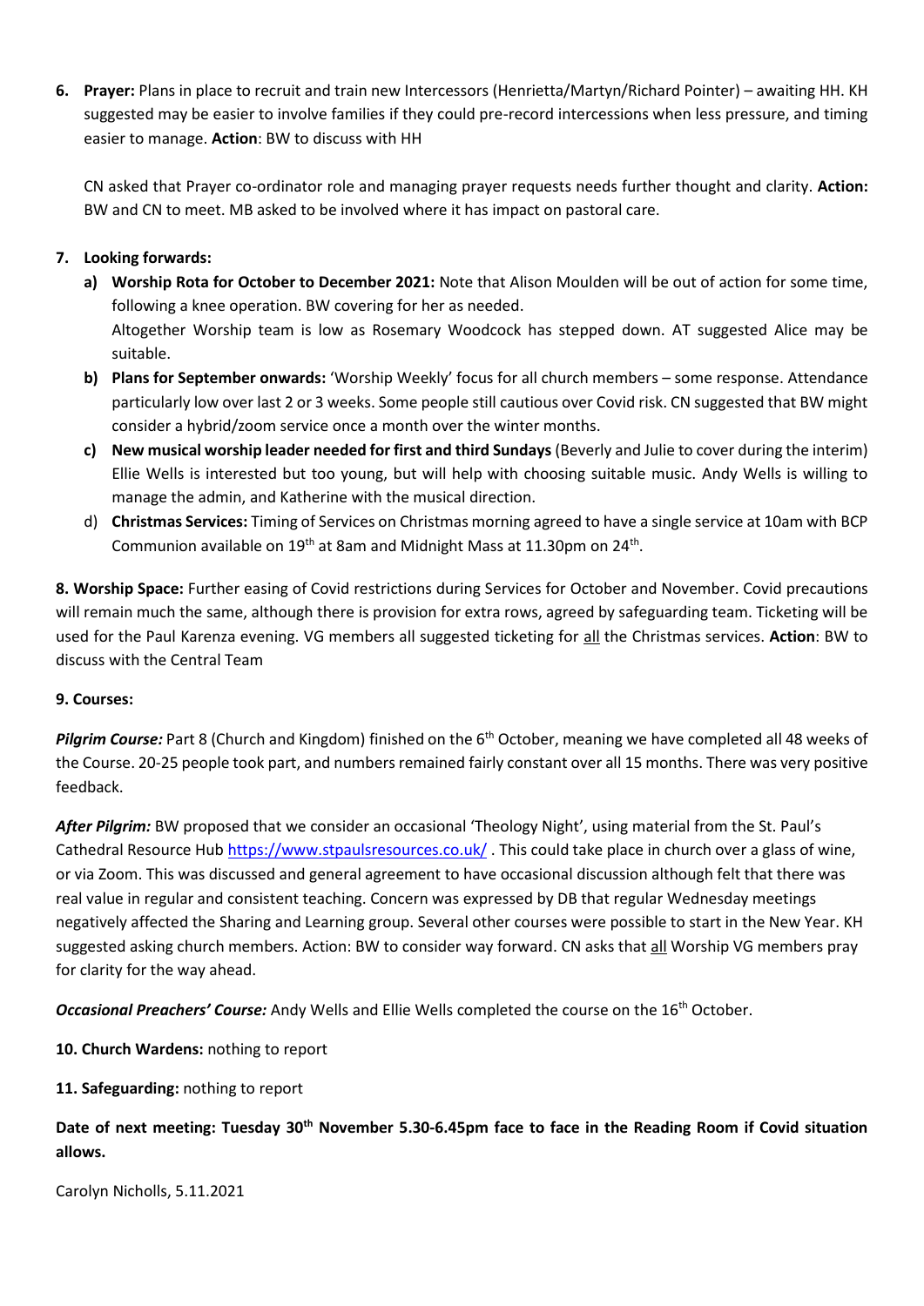6. **Prayer:** Plans in place to recruit and train new Intercessors (Henrietta/Martyn/Richard Pointer) – awaiting HH. KH suggested may be easier to involve families if they could pre-record intercessions when less pressure, and timing easier to manage. **Action**: BW to discuss with HH

   CN asked that Prayer co-ordinator role and managing prayer requests needs further thought and clarity. **Action:** BW and CN to meet. MB asked to be involved where it has impact on pastoral care.

7. **Looking forwards:**
   a) **Worship Rota for October to December 2021:** Note that Alison Moulden will be out of action for some time, following a knee operation. BW covering for her as needed.
      Altogether Worship team is low as Rosemary Woodcock has stepped down. AT suggested Alice may be suitable.
   b) **Plans for September onwards:** 'Worship Weekly' focus for all church members – some response. Attendance particularly low over last 2 or 3 weeks. Some people still cautious over Covid risk. CN suggested that BW might consider a hybrid/zoom service once a month over the winter months.
   c) **New musical worship leader needed for first and third Sundays** (Beverly and Julie to cover during the interim) Ellie Wells is interested but too young, but will help with choosing suitable music. Andy Wells is willing to manage the admin, and Katherine with the musical direction.
   d) **Christmas Services:** Timing of Services on Christmas morning agreed to have a single service at 10am with BCP Communion available on 19th at 8am and Midnight Mass at 11.30pm on 24th.

**8. Worship Space:** Further easing of Covid restrictions during Services for October and November. Covid precautions will remain much the same, although there is provision for extra rows, agreed by safeguarding team. Ticketing will be used for the Paul Karenza evening. VG members all suggested ticketing for <u>all</u> the Christmas services. **Action**: BW to discuss with the Central Team

**9. Courses:**

***Pilgrim Course:*** Part 8 (Church and Kingdom) finished on the 6th October, meaning we have completed all 48 weeks of the Course. 20-25 people took part, and numbers remained fairly constant over all 15 months. There was very positive feedback.

***After Pilgrim:*** BW proposed that we consider an occasional 'Theology Night', using material from the St. Paul's Cathedral Resource Hub https://www.stpaulsresources.co.uk/ . This could take place in church over a glass of wine, or via Zoom. This was discussed and general agreement to have occasional discussion although felt that there was real value in regular and consistent teaching. Concern was expressed by DB that regular Wednesday meetings negatively affected the Sharing and Learning group. Several other courses were possible to start in the New Year. KH suggested asking church members. Action: BW to consider way forward. CN asks that <u>all</u> Worship VG members pray for clarity for the way ahead.

***Occasional Preachers' Course:*** Andy Wells and Ellie Wells completed the course on the 16th October.

**10. Church Wardens:** nothing to report

**11. Safeguarding:** nothing to report

**Date of next meeting: Tuesday 30th November 5.30-6.45pm face to face in the Reading Room if Covid situation allows.**

Carolyn Nicholls, 5.11.2021